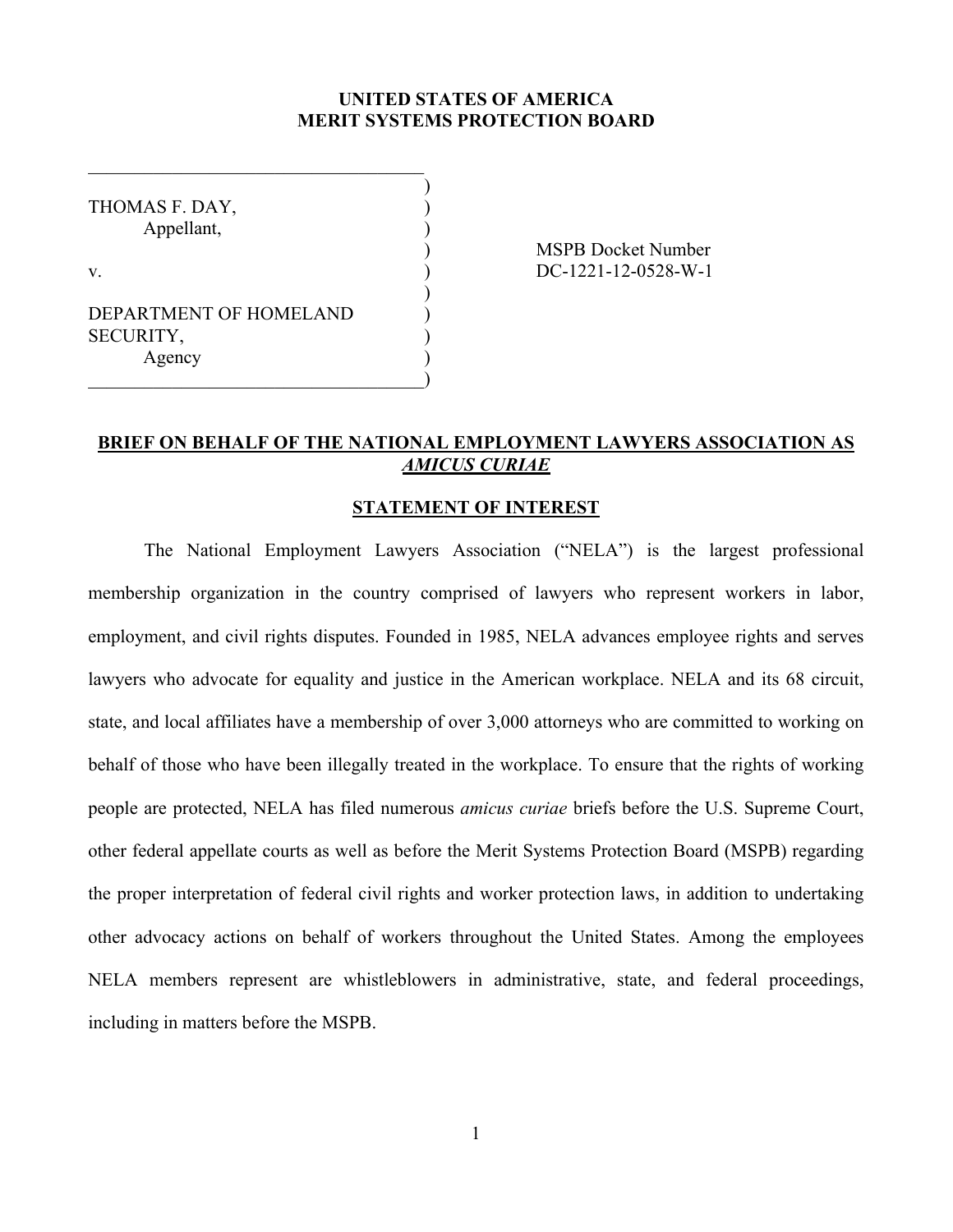**UNITED STATES OF AMERICA**
**MERIT SYSTEMS PROTECTION BOARD**

THOMAS F. DAY,
Appellant,

v.

DEPARTMENT OF HOMELAND SECURITY,
Agency

MSPB Docket Number
DC-1221-12-0528-W-1

## BRIEF ON BEHALF OF THE NATIONAL EMPLOYMENT LAWYERS ASSOCIATION AS *AMICUS CURIAE*

### STATEMENT OF INTEREST

The National Employment Lawyers Association ("NELA") is the largest professional membership organization in the country comprised of lawyers who represent workers in labor, employment, and civil rights disputes. Founded in 1985, NELA advances employee rights and serves lawyers who advocate for equality and justice in the American workplace. NELA and its 68 circuit, state, and local affiliates have a membership of over 3,000 attorneys who are committed to working on behalf of those who have been illegally treated in the workplace. To ensure that the rights of working people are protected, NELA has filed numerous *amicus curiae* briefs before the U.S. Supreme Court, other federal appellate courts as well as before the Merit Systems Protection Board (MSPB) regarding the proper interpretation of federal civil rights and worker protection laws, in addition to undertaking other advocacy actions on behalf of workers throughout the United States. Among the employees NELA members represent are whistleblowers in administrative, state, and federal proceedings, including in matters before the MSPB.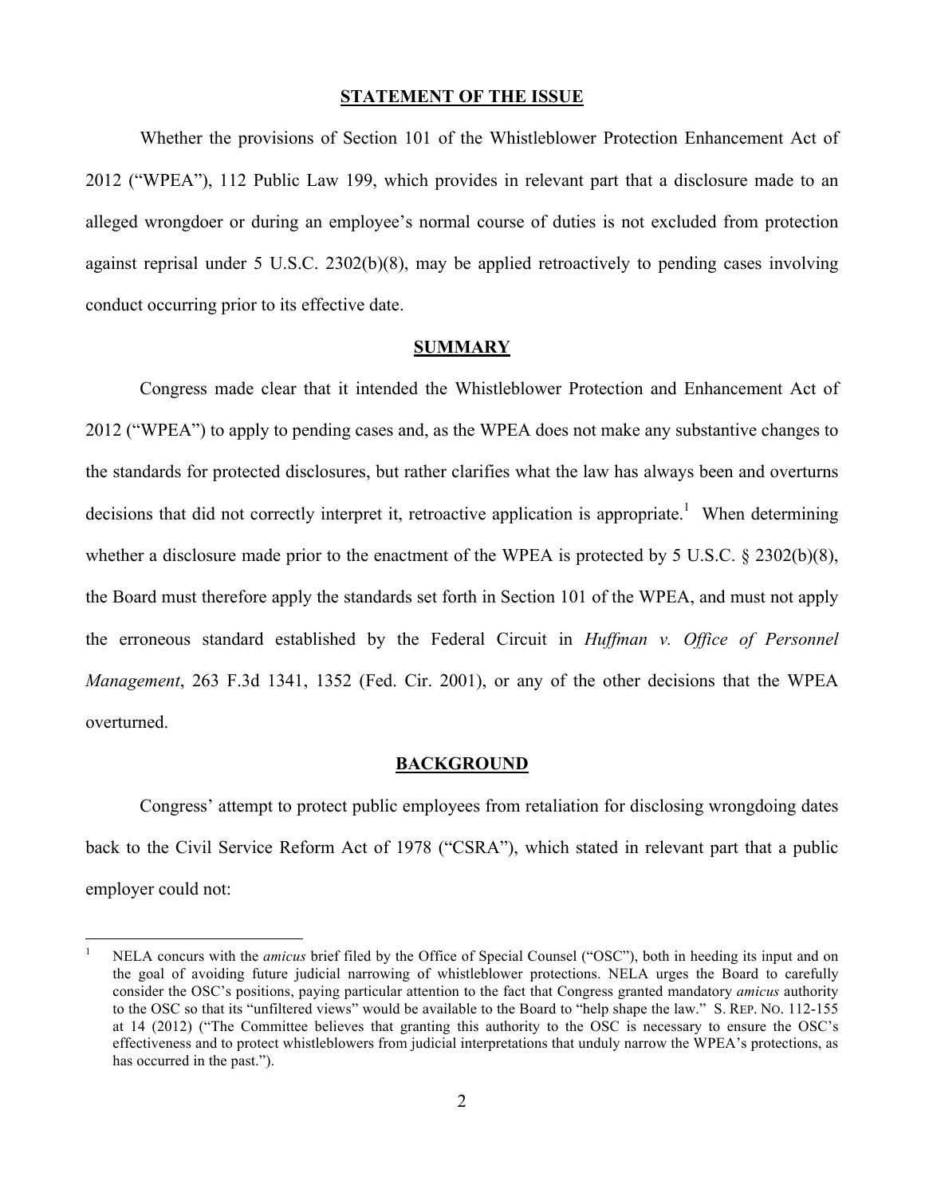## STATEMENT OF THE ISSUE

Whether the provisions of Section 101 of the Whistleblower Protection Enhancement Act of 2012 ("WPEA"), 112 Public Law 199, which provides in relevant part that a disclosure made to an alleged wrongdoer or during an employee's normal course of duties is not excluded from protection against reprisal under 5 U.S.C. 2302(b)(8), may be applied retroactively to pending cases involving conduct occurring prior to its effective date.

## SUMMARY

Congress made clear that it intended the Whistleblower Protection and Enhancement Act of 2012 ("WPEA") to apply to pending cases and, as the WPEA does not make any substantive changes to the standards for protected disclosures, but rather clarifies what the law has always been and overturns decisions that did not correctly interpret it, retroactive application is appropriate.[1] When determining whether a disclosure made prior to the enactment of the WPEA is protected by 5 U.S.C. § 2302(b)(8), the Board must therefore apply the standards set forth in Section 101 of the WPEA, and must not apply the erroneous standard established by the Federal Circuit in *Huffman v. Office of Personnel Management*, 263 F.3d 1341, 1352 (Fed. Cir. 2001), or any of the other decisions that the WPEA overturned.

## BACKGROUND

Congress' attempt to protect public employees from retaliation for disclosing wrongdoing dates back to the Civil Service Reform Act of 1978 ("CSRA"), which stated in relevant part that a public employer could not:

[1] NELA concurs with the *amicus* brief filed by the Office of Special Counsel ("OSC"), both in heeding its input and on the goal of avoiding future judicial narrowing of whistleblower protections. NELA urges the Board to carefully consider the OSC's positions, paying particular attention to the fact that Congress granted mandatory *amicus* authority to the OSC so that its "unfiltered views" would be available to the Board to "help shape the law." S. REP. NO. 112-155 at 14 (2012) ("The Committee believes that granting this authority to the OSC is necessary to ensure the OSC's effectiveness and to protect whistleblowers from judicial interpretations that unduly narrow the WPEA's protections, as has occurred in the past.").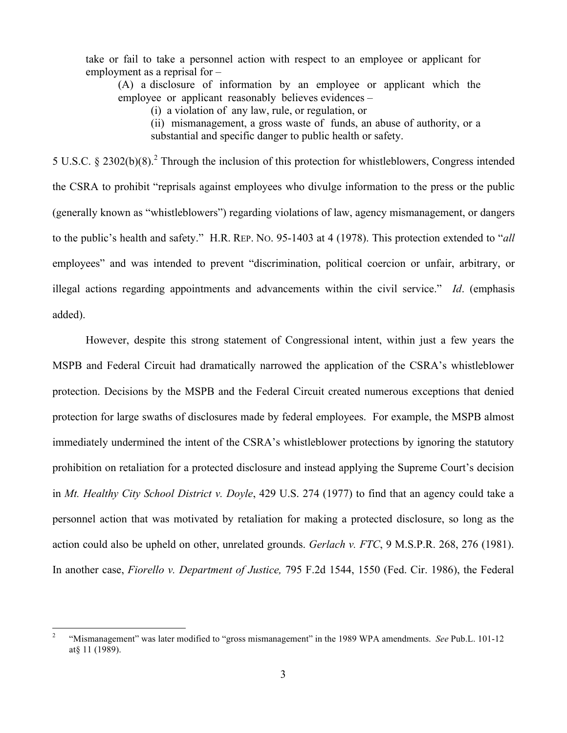> take or fail to take a personnel action with respect to an employee or applicant for employment as a reprisal for –
>
> (A) a disclosure of information by an employee or applicant which the employee or applicant reasonably believes evidences –
>
> (i) a violation of any law, rule, or regulation, or
>
> (ii) mismanagement, a gross waste of funds, an abuse of authority, or a substantial and specific danger to public health or safety.

5 U.S.C. § 2302(b)(8).[2] Through the inclusion of this protection for whistleblowers, Congress intended the CSRA to prohibit "reprisals against employees who divulge information to the press or the public (generally known as "whistleblowers") regarding violations of law, agency mismanagement, or dangers to the public's health and safety." H.R. REP. NO. 95-1403 at 4 (1978). This protection extended to "*all* employees" and was intended to prevent "discrimination, political coercion or unfair, arbitrary, or illegal actions regarding appointments and advancements within the civil service." *Id*. (emphasis added).

However, despite this strong statement of Congressional intent, within just a few years the MSPB and Federal Circuit had dramatically narrowed the application of the CSRA's whistleblower protection. Decisions by the MSPB and the Federal Circuit created numerous exceptions that denied protection for large swaths of disclosures made by federal employees. For example, the MSPB almost immediately undermined the intent of the CSRA's whistleblower protections by ignoring the statutory prohibition on retaliation for a protected disclosure and instead applying the Supreme Court's decision in *Mt. Healthy City School District v. Doyle*, 429 U.S. 274 (1977) to find that an agency could take a personnel action that was motivated by retaliation for making a protected disclosure, so long as the action could also be upheld on other, unrelated grounds. *Gerlach v. FTC*, 9 M.S.P.R. 268, 276 (1981). In another case, *Fiorello v. Department of Justice,* 795 F.2d 1544, 1550 (Fed. Cir. 1986), the Federal

[2] "Mismanagement" was later modified to "gross mismanagement" in the 1989 WPA amendments. *See* Pub.L. 101-12 at§ 11 (1989).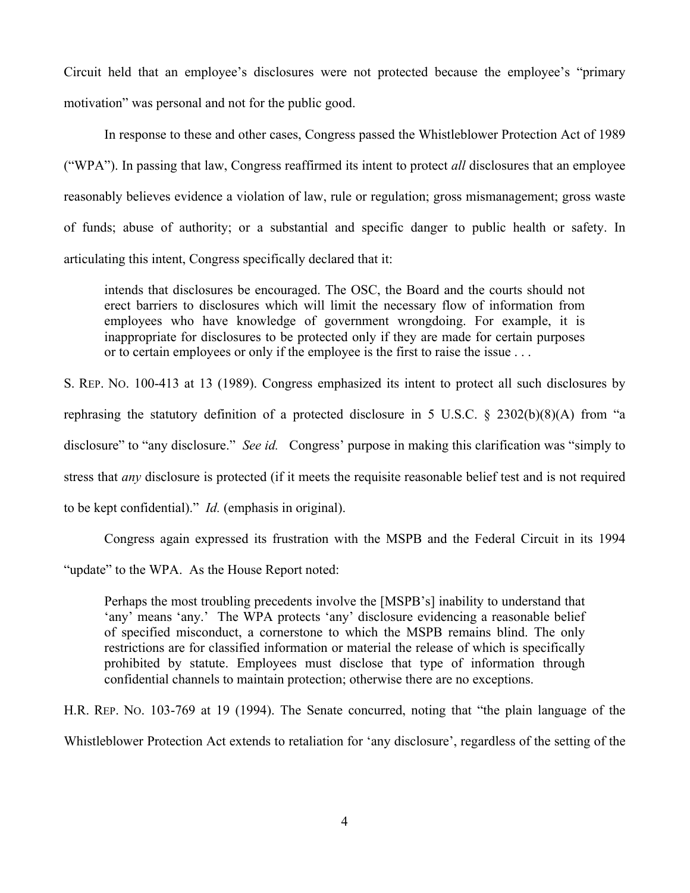Circuit held that an employee's disclosures were not protected because the employee's "primary motivation" was personal and not for the public good.

In response to these and other cases, Congress passed the Whistleblower Protection Act of 1989 ("WPA"). In passing that law, Congress reaffirmed its intent to protect *all* disclosures that an employee reasonably believes evidence a violation of law, rule or regulation; gross mismanagement; gross waste of funds; abuse of authority; or a substantial and specific danger to public health or safety. In articulating this intent, Congress specifically declared that it:

> intends that disclosures be encouraged. The OSC, the Board and the courts should not erect barriers to disclosures which will limit the necessary flow of information from employees who have knowledge of government wrongdoing. For example, it is inappropriate for disclosures to be protected only if they are made for certain purposes or to certain employees or only if the employee is the first to raise the issue . . .

S. REP. NO. 100-413 at 13 (1989). Congress emphasized its intent to protect all such disclosures by rephrasing the statutory definition of a protected disclosure in 5 U.S.C. § 2302(b)(8)(A) from "a disclosure" to "any disclosure." *See id.* Congress' purpose in making this clarification was "simply to stress that *any* disclosure is protected (if it meets the requisite reasonable belief test and is not required to be kept confidential)." *Id.* (emphasis in original).

Congress again expressed its frustration with the MSPB and the Federal Circuit in its 1994 "update" to the WPA. As the House Report noted:

> Perhaps the most troubling precedents involve the [MSPB's] inability to understand that 'any' means 'any.' The WPA protects 'any' disclosure evidencing a reasonable belief of specified misconduct, a cornerstone to which the MSPB remains blind. The only restrictions are for classified information or material the release of which is specifically prohibited by statute. Employees must disclose that type of information through confidential channels to maintain protection; otherwise there are no exceptions.

H.R. REP. NO. 103-769 at 19 (1994). The Senate concurred, noting that "the plain language of the Whistleblower Protection Act extends to retaliation for 'any disclosure', regardless of the setting of the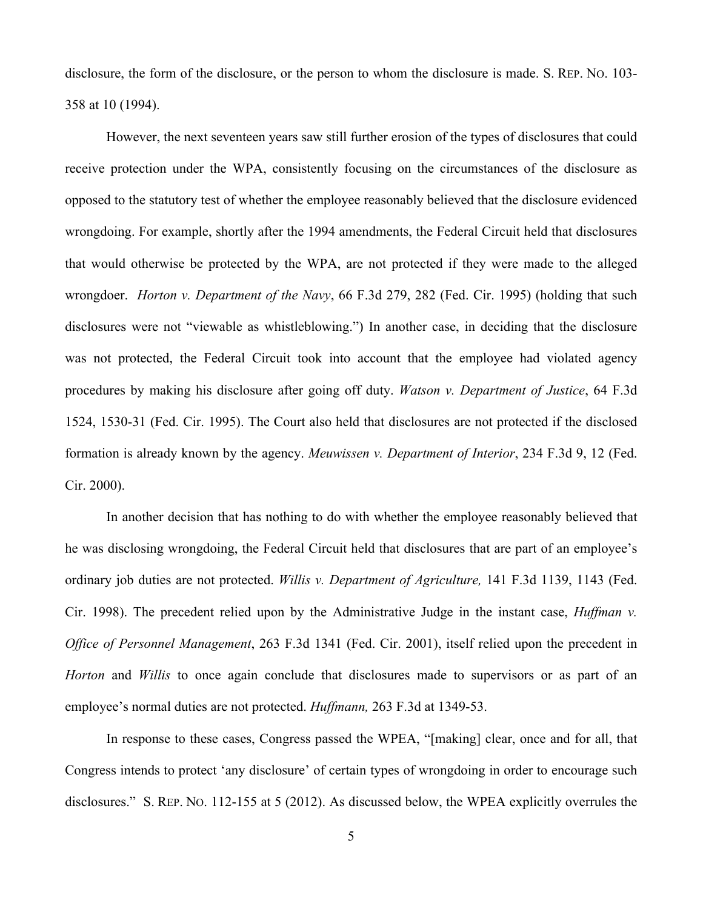disclosure, the form of the disclosure, or the person to whom the disclosure is made. S. REP. NO. 103-358 at 10 (1994).

However, the next seventeen years saw still further erosion of the types of disclosures that could receive protection under the WPA, consistently focusing on the circumstances of the disclosure as opposed to the statutory test of whether the employee reasonably believed that the disclosure evidenced wrongdoing. For example, shortly after the 1994 amendments, the Federal Circuit held that disclosures that would otherwise be protected by the WPA, are not protected if they were made to the alleged wrongdoer. *Horton v. Department of the Navy*, 66 F.3d 279, 282 (Fed. Cir. 1995) (holding that such disclosures were not "viewable as whistleblowing.") In another case, in deciding that the disclosure was not protected, the Federal Circuit took into account that the employee had violated agency procedures by making his disclosure after going off duty. *Watson v. Department of Justice*, 64 F.3d 1524, 1530-31 (Fed. Cir. 1995). The Court also held that disclosures are not protected if the disclosed formation is already known by the agency. *Meuwissen v. Department of Interior*, 234 F.3d 9, 12 (Fed. Cir. 2000).

In another decision that has nothing to do with whether the employee reasonably believed that he was disclosing wrongdoing, the Federal Circuit held that disclosures that are part of an employee's ordinary job duties are not protected. *Willis v. Department of Agriculture,* 141 F.3d 1139, 1143 (Fed. Cir. 1998). The precedent relied upon by the Administrative Judge in the instant case, *Huffman v. Office of Personnel Management*, 263 F.3d 1341 (Fed. Cir. 2001), itself relied upon the precedent in *Horton* and *Willis* to once again conclude that disclosures made to supervisors or as part of an employee's normal duties are not protected. *Huffmann,* 263 F.3d at 1349-53.

In response to these cases, Congress passed the WPEA, "[making] clear, once and for all, that Congress intends to protect 'any disclosure' of certain types of wrongdoing in order to encourage such disclosures." S. REP. NO. 112-155 at 5 (2012). As discussed below, the WPEA explicitly overrules the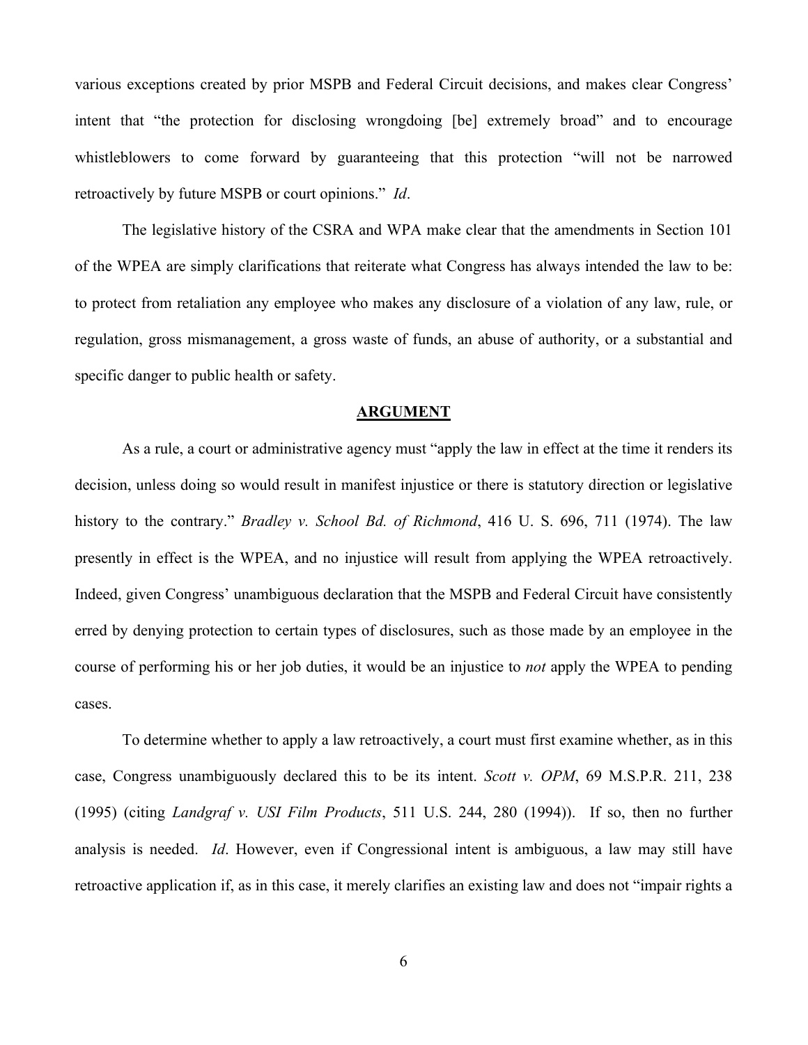various exceptions created by prior MSPB and Federal Circuit decisions, and makes clear Congress' intent that "the protection for disclosing wrongdoing [be] extremely broad" and to encourage whistleblowers to come forward by guaranteeing that this protection "will not be narrowed retroactively by future MSPB or court opinions." *Id*.

The legislative history of the CSRA and WPA make clear that the amendments in Section 101 of the WPEA are simply clarifications that reiterate what Congress has always intended the law to be: to protect from retaliation any employee who makes any disclosure of a violation of any law, rule, or regulation, gross mismanagement, a gross waste of funds, an abuse of authority, or a substantial and specific danger to public health or safety.

## ARGUMENT

As a rule, a court or administrative agency must "apply the law in effect at the time it renders its decision, unless doing so would result in manifest injustice or there is statutory direction or legislative history to the contrary." *Bradley v. School Bd. of Richmond*, 416 U. S. 696, 711 (1974). The law presently in effect is the WPEA, and no injustice will result from applying the WPEA retroactively. Indeed, given Congress' unambiguous declaration that the MSPB and Federal Circuit have consistently erred by denying protection to certain types of disclosures, such as those made by an employee in the course of performing his or her job duties, it would be an injustice to *not* apply the WPEA to pending cases.

To determine whether to apply a law retroactively, a court must first examine whether, as in this case, Congress unambiguously declared this to be its intent. *Scott v. OPM*, 69 M.S.P.R. 211, 238 (1995) (citing *Landgraf v. USI Film Products*, 511 U.S. 244, 280 (1994)). If so, then no further analysis is needed. *Id*. However, even if Congressional intent is ambiguous, a law may still have retroactive application if, as in this case, it merely clarifies an existing law and does not "impair rights a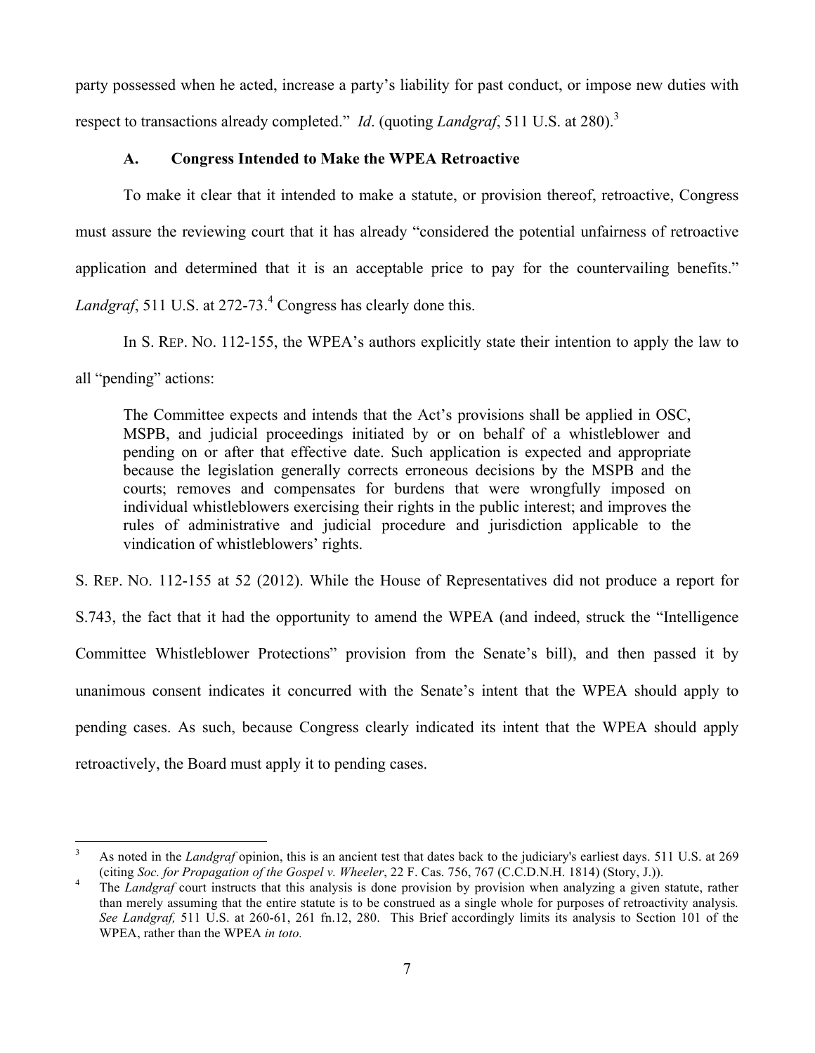party possessed when he acted, increase a party's liability for past conduct, or impose new duties with respect to transactions already completed." *Id*. (quoting *Landgraf*, 511 U.S. at 280).[3]

### A. Congress Intended to Make the WPEA Retroactive

To make it clear that it intended to make a statute, or provision thereof, retroactive, Congress must assure the reviewing court that it has already "considered the potential unfairness of retroactive application and determined that it is an acceptable price to pay for the countervailing benefits." *Landgraf*, 511 U.S. at 272-73.[4] Congress has clearly done this.

In S. REP. NO. 112-155, the WPEA's authors explicitly state their intention to apply the law to all "pending" actions:

> The Committee expects and intends that the Act's provisions shall be applied in OSC, MSPB, and judicial proceedings initiated by or on behalf of a whistleblower and pending on or after that effective date. Such application is expected and appropriate because the legislation generally corrects erroneous decisions by the MSPB and the courts; removes and compensates for burdens that were wrongfully imposed on individual whistleblowers exercising their rights in the public interest; and improves the rules of administrative and judicial procedure and jurisdiction applicable to the vindication of whistleblowers' rights.

S. REP. NO. 112-155 at 52 (2012). While the House of Representatives did not produce a report for S.743, the fact that it had the opportunity to amend the WPEA (and indeed, struck the "Intelligence Committee Whistleblower Protections" provision from the Senate's bill), and then passed it by unanimous consent indicates it concurred with the Senate's intent that the WPEA should apply to pending cases. As such, because Congress clearly indicated its intent that the WPEA should apply retroactively, the Board must apply it to pending cases.

---

[3] As noted in the *Landgraf* opinion, this is an ancient test that dates back to the judiciary's earliest days. 511 U.S. at 269 (citing *Soc. for Propagation of the Gospel v. Wheeler*, 22 F. Cas. 756, 767 (C.C.D.N.H. 1814) (Story, J.)).

[4] The *Landgraf* court instructs that this analysis is done provision by provision when analyzing a given statute, rather than merely assuming that the entire statute is to be construed as a single whole for purposes of retroactivity analysis. *See Landgraf,* 511 U.S. at 260-61, 261 fn.12, 280. This Brief accordingly limits its analysis to Section 101 of the WPEA, rather than the WPEA *in toto.*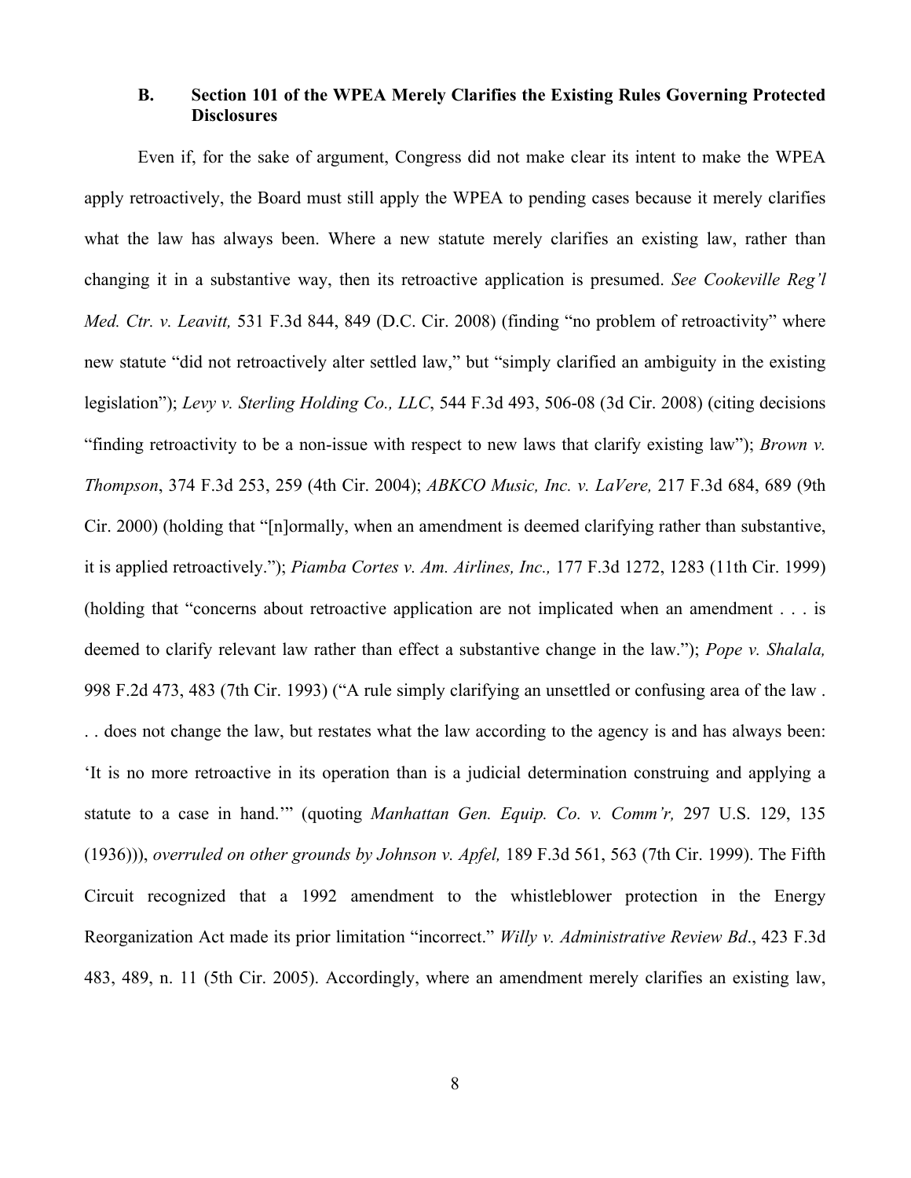### B. Section 101 of the WPEA Merely Clarifies the Existing Rules Governing Protected Disclosures

Even if, for the sake of argument, Congress did not make clear its intent to make the WPEA apply retroactively, the Board must still apply the WPEA to pending cases because it merely clarifies what the law has always been. Where a new statute merely clarifies an existing law, rather than changing it in a substantive way, then its retroactive application is presumed. *See Cookeville Reg'l Med. Ctr. v. Leavitt,* 531 F.3d 844, 849 (D.C. Cir. 2008) (finding "no problem of retroactivity" where new statute "did not retroactively alter settled law," but "simply clarified an ambiguity in the existing legislation"); *Levy v. Sterling Holding Co., LLC*, 544 F.3d 493, 506-08 (3d Cir. 2008) (citing decisions "finding retroactivity to be a non-issue with respect to new laws that clarify existing law"); *Brown v. Thompson*, 374 F.3d 253, 259 (4th Cir. 2004); *ABKCO Music, Inc. v. LaVere,* 217 F.3d 684, 689 (9th Cir. 2000) (holding that "[n]ormally, when an amendment is deemed clarifying rather than substantive, it is applied retroactively."); *Piamba Cortes v. Am. Airlines, Inc.,* 177 F.3d 1272, 1283 (11th Cir. 1999) (holding that "concerns about retroactive application are not implicated when an amendment . . . is deemed to clarify relevant law rather than effect a substantive change in the law."); *Pope v. Shalala,* 998 F.2d 473, 483 (7th Cir. 1993) ("A rule simply clarifying an unsettled or confusing area of the law . . . does not change the law, but restates what the law according to the agency is and has always been: 'It is no more retroactive in its operation than is a judicial determination construing and applying a statute to a case in hand.'" (quoting *Manhattan Gen. Equip. Co. v. Comm'r,* 297 U.S. 129, 135 (1936))), *overruled on other grounds by Johnson v. Apfel,* 189 F.3d 561, 563 (7th Cir. 1999). The Fifth Circuit recognized that a 1992 amendment to the whistleblower protection in the Energy Reorganization Act made its prior limitation "incorrect." *Willy v. Administrative Review Bd*., 423 F.3d 483, 489, n. 11 (5th Cir. 2005). Accordingly, where an amendment merely clarifies an existing law,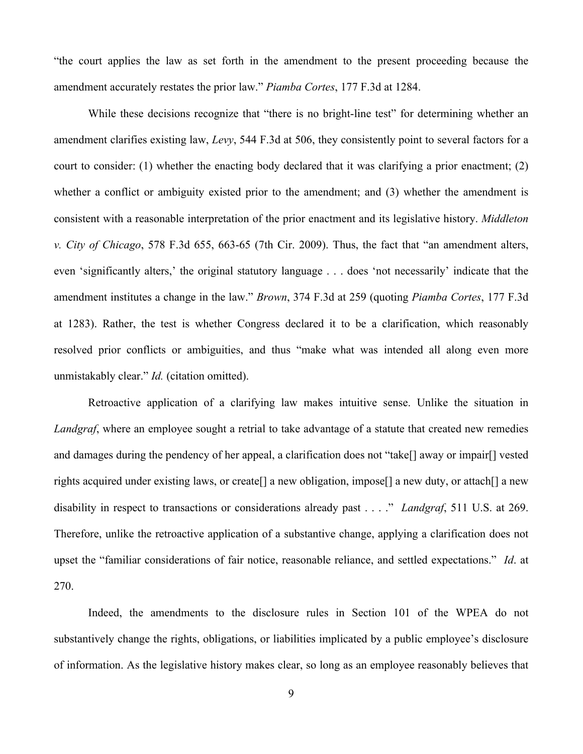"the court applies the law as set forth in the amendment to the present proceeding because the amendment accurately restates the prior law." *Piamba Cortes*, 177 F.3d at 1284.

While these decisions recognize that "there is no bright-line test" for determining whether an amendment clarifies existing law, *Levy*, 544 F.3d at 506, they consistently point to several factors for a court to consider: (1) whether the enacting body declared that it was clarifying a prior enactment; (2) whether a conflict or ambiguity existed prior to the amendment; and (3) whether the amendment is consistent with a reasonable interpretation of the prior enactment and its legislative history. *Middleton v. City of Chicago*, 578 F.3d 655, 663-65 (7th Cir. 2009). Thus, the fact that "an amendment alters, even 'significantly alters,' the original statutory language . . . does 'not necessarily' indicate that the amendment institutes a change in the law." *Brown*, 374 F.3d at 259 (quoting *Piamba Cortes*, 177 F.3d at 1283). Rather, the test is whether Congress declared it to be a clarification, which reasonably resolved prior conflicts or ambiguities, and thus "make what was intended all along even more unmistakably clear." *Id.* (citation omitted).

Retroactive application of a clarifying law makes intuitive sense. Unlike the situation in *Landgraf*, where an employee sought a retrial to take advantage of a statute that created new remedies and damages during the pendency of her appeal, a clarification does not "take[] away or impair[] vested rights acquired under existing laws, or create[] a new obligation, impose[] a new duty, or attach[] a new disability in respect to transactions or considerations already past . . . ." *Landgraf*, 511 U.S. at 269. Therefore, unlike the retroactive application of a substantive change, applying a clarification does not upset the "familiar considerations of fair notice, reasonable reliance, and settled expectations." *Id*. at 270.

Indeed, the amendments to the disclosure rules in Section 101 of the WPEA do not substantively change the rights, obligations, or liabilities implicated by a public employee's disclosure of information. As the legislative history makes clear, so long as an employee reasonably believes that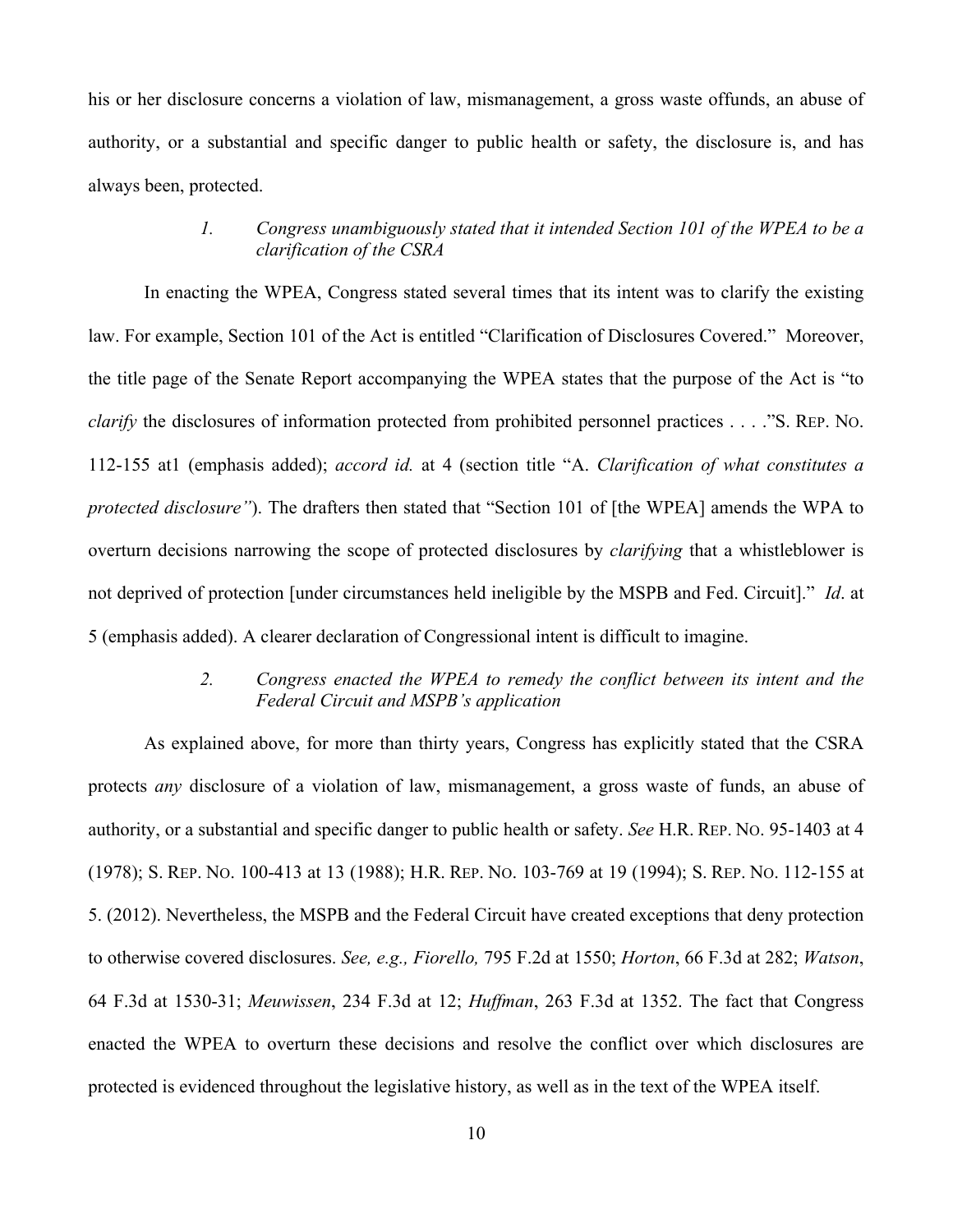his or her disclosure concerns a violation of law, mismanagement, a gross waste offunds, an abuse of authority, or a substantial and specific danger to public health or safety, the disclosure is, and has always been, protected.

### *1. Congress unambiguously stated that it intended Section 101 of the WPEA to be a clarification of the CSRA*

In enacting the WPEA, Congress stated several times that its intent was to clarify the existing law. For example, Section 101 of the Act is entitled "Clarification of Disclosures Covered." Moreover, the title page of the Senate Report accompanying the WPEA states that the purpose of the Act is "to *clarify* the disclosures of information protected from prohibited personnel practices . . . ."S. REP. NO. 112-155 at1 (emphasis added); *accord id.* at 4 (section title "A. *Clarification of what constitutes a protected disclosure"*). The drafters then stated that "Section 101 of [the WPEA] amends the WPA to overturn decisions narrowing the scope of protected disclosures by *clarifying* that a whistleblower is not deprived of protection [under circumstances held ineligible by the MSPB and Fed. Circuit]." *Id*. at 5 (emphasis added). A clearer declaration of Congressional intent is difficult to imagine.

### *2. Congress enacted the WPEA to remedy the conflict between its intent and the Federal Circuit and MSPB's application*

As explained above, for more than thirty years, Congress has explicitly stated that the CSRA protects *any* disclosure of a violation of law, mismanagement, a gross waste of funds, an abuse of authority, or a substantial and specific danger to public health or safety. *See* H.R. REP. NO. 95-1403 at 4 (1978); S. REP. NO. 100-413 at 13 (1988); H.R. REP. NO. 103-769 at 19 (1994); S. REP. NO. 112-155 at 5. (2012). Nevertheless, the MSPB and the Federal Circuit have created exceptions that deny protection to otherwise covered disclosures. *See, e.g., Fiorello,* 795 F.2d at 1550; *Horton*, 66 F.3d at 282; *Watson*, 64 F.3d at 1530-31; *Meuwissen*, 234 F.3d at 12; *Huffman*, 263 F.3d at 1352. The fact that Congress enacted the WPEA to overturn these decisions and resolve the conflict over which disclosures are protected is evidenced throughout the legislative history, as well as in the text of the WPEA itself.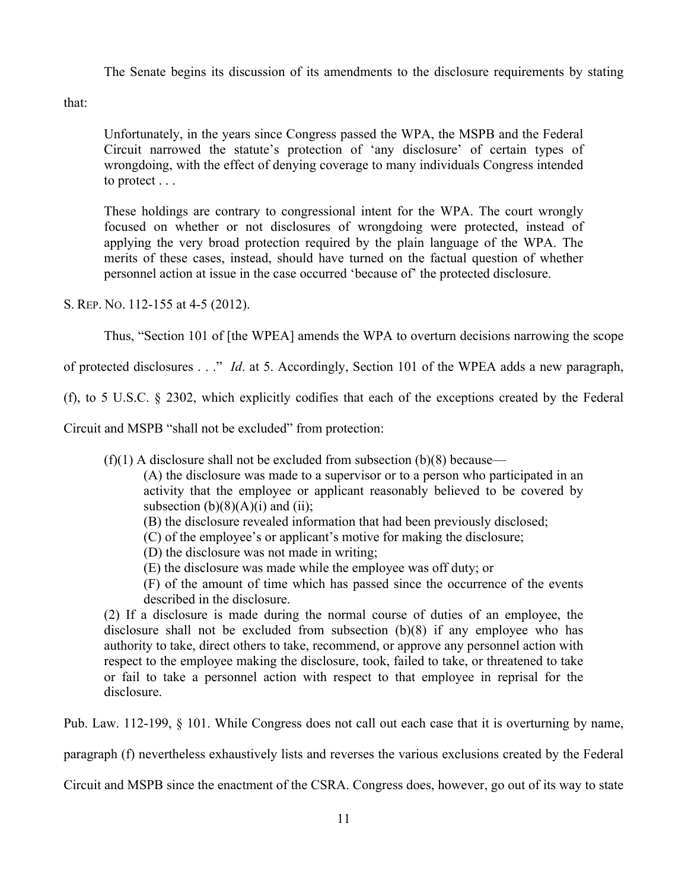The Senate begins its discussion of its amendments to the disclosure requirements by stating that:

> Unfortunately, in the years since Congress passed the WPA, the MSPB and the Federal Circuit narrowed the statute's protection of 'any disclosure' of certain types of wrongdoing, with the effect of denying coverage to many individuals Congress intended to protect . . .
>
> These holdings are contrary to congressional intent for the WPA. The court wrongly focused on whether or not disclosures of wrongdoing were protected, instead of applying the very broad protection required by the plain language of the WPA. The merits of these cases, instead, should have turned on the factual question of whether personnel action at issue in the case occurred 'because of' the protected disclosure.

S. REP. NO. 112-155 at 4-5 (2012).

Thus, "Section 101 of [the WPEA] amends the WPA to overturn decisions narrowing the scope of protected disclosures . . ." *Id*. at 5. Accordingly, Section 101 of the WPEA adds a new paragraph, (f), to 5 U.S.C. § 2302, which explicitly codifies that each of the exceptions created by the Federal Circuit and MSPB "shall not be excluded" from protection:

> (f)(1) A disclosure shall not be excluded from subsection (b)(8) because—
>
> (A) the disclosure was made to a supervisor or to a person who participated in an activity that the employee or applicant reasonably believed to be covered by subsection (b)(8)(A)(i) and (ii);
>
> (B) the disclosure revealed information that had been previously disclosed;
>
> (C) of the employee's or applicant's motive for making the disclosure;
>
> (D) the disclosure was not made in writing;
>
> (E) the disclosure was made while the employee was off duty; or
>
> (F) of the amount of time which has passed since the occurrence of the events described in the disclosure.
>
> (2) If a disclosure is made during the normal course of duties of an employee, the disclosure shall not be excluded from subsection (b)(8) if any employee who has authority to take, direct others to take, recommend, or approve any personnel action with respect to the employee making the disclosure, took, failed to take, or threatened to take or fail to take a personnel action with respect to that employee in reprisal for the disclosure.

Pub. Law. 112-199, § 101. While Congress does not call out each case that it is overturning by name, paragraph (f) nevertheless exhaustively lists and reverses the various exclusions created by the Federal Circuit and MSPB since the enactment of the CSRA. Congress does, however, go out of its way to state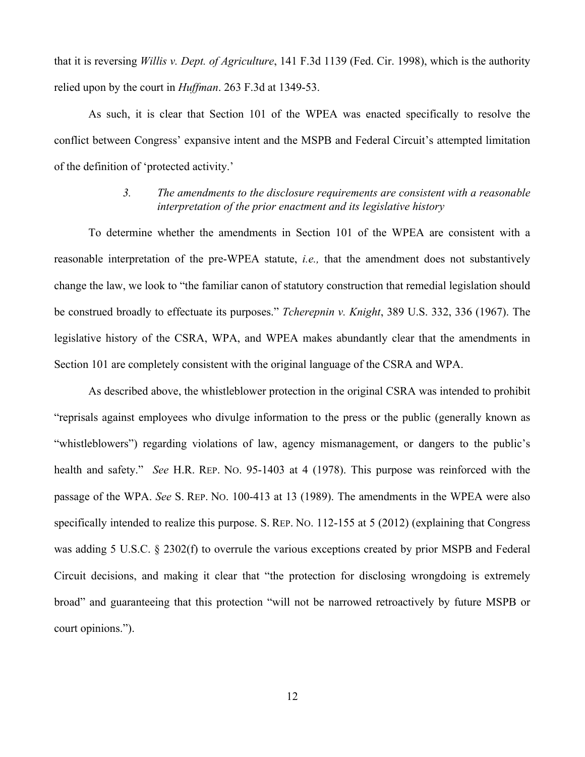that it is reversing *Willis v. Dept. of Agriculture*, 141 F.3d 1139 (Fed. Cir. 1998), which is the authority relied upon by the court in *Huffman*. 263 F.3d at 1349-53.

As such, it is clear that Section 101 of the WPEA was enacted specifically to resolve the conflict between Congress' expansive intent and the MSPB and Federal Circuit's attempted limitation of the definition of 'protected activity.'

### *3. The amendments to the disclosure requirements are consistent with a reasonable interpretation of the prior enactment and its legislative history*

To determine whether the amendments in Section 101 of the WPEA are consistent with a reasonable interpretation of the pre-WPEA statute, *i.e.,* that the amendment does not substantively change the law, we look to "the familiar canon of statutory construction that remedial legislation should be construed broadly to effectuate its purposes." *Tcherepnin v. Knight*, 389 U.S. 332, 336 (1967). The legislative history of the CSRA, WPA, and WPEA makes abundantly clear that the amendments in Section 101 are completely consistent with the original language of the CSRA and WPA.

As described above, the whistleblower protection in the original CSRA was intended to prohibit "reprisals against employees who divulge information to the press or the public (generally known as "whistleblowers") regarding violations of law, agency mismanagement, or dangers to the public's health and safety." *See* H.R. REP. NO. 95-1403 at 4 (1978). This purpose was reinforced with the passage of the WPA. *See* S. REP. NO. 100-413 at 13 (1989). The amendments in the WPEA were also specifically intended to realize this purpose. S. REP. NO. 112-155 at 5 (2012) (explaining that Congress was adding 5 U.S.C. § 2302(f) to overrule the various exceptions created by prior MSPB and Federal Circuit decisions, and making it clear that "the protection for disclosing wrongdoing is extremely broad" and guaranteeing that this protection "will not be narrowed retroactively by future MSPB or court opinions.").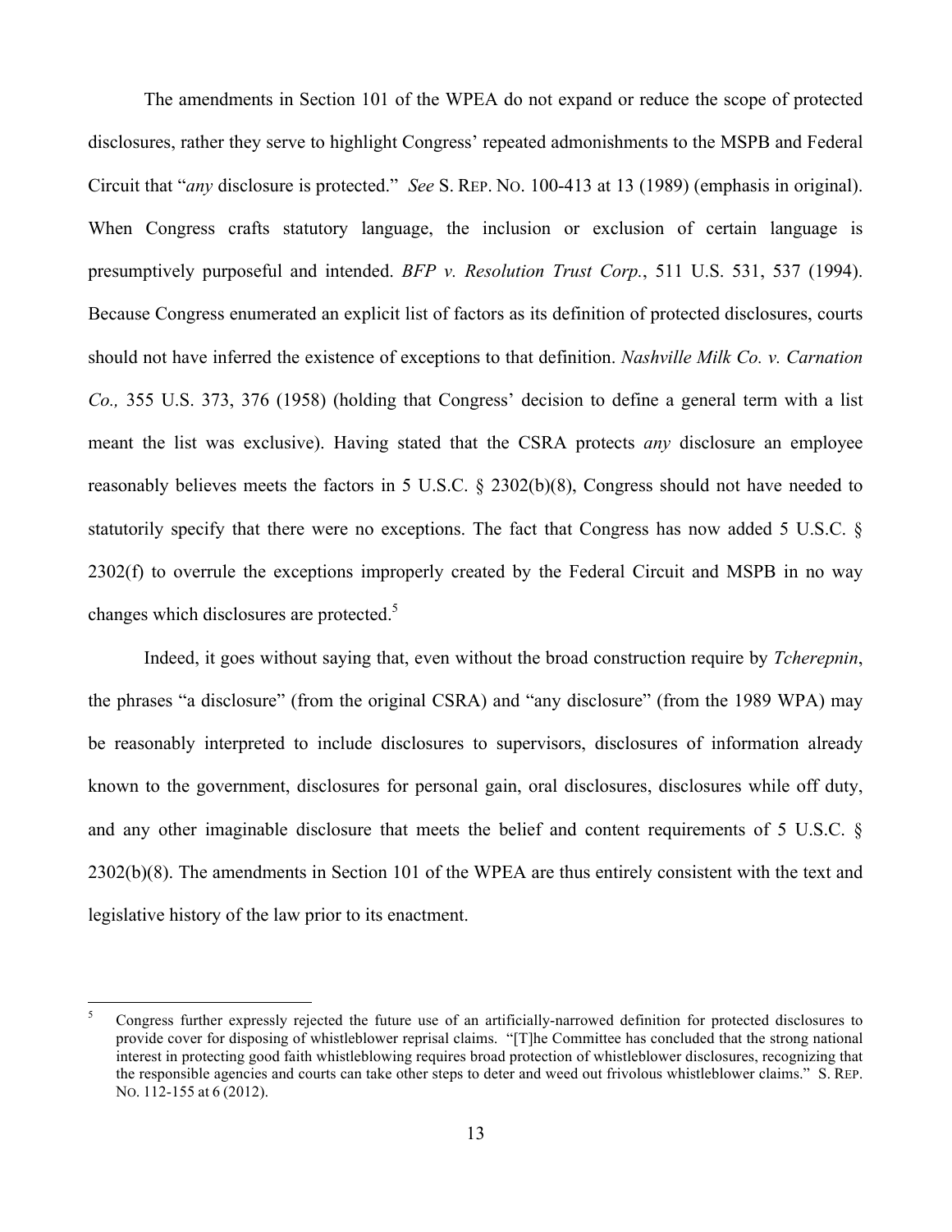The amendments in Section 101 of the WPEA do not expand or reduce the scope of protected disclosures, rather they serve to highlight Congress' repeated admonishments to the MSPB and Federal Circuit that "*any* disclosure is protected." *See* S. REP. NO. 100-413 at 13 (1989) (emphasis in original). When Congress crafts statutory language, the inclusion or exclusion of certain language is presumptively purposeful and intended. *BFP v. Resolution Trust Corp.*, 511 U.S. 531, 537 (1994). Because Congress enumerated an explicit list of factors as its definition of protected disclosures, courts should not have inferred the existence of exceptions to that definition. *Nashville Milk Co. v. Carnation Co.,* 355 U.S. 373, 376 (1958) (holding that Congress' decision to define a general term with a list meant the list was exclusive). Having stated that the CSRA protects *any* disclosure an employee reasonably believes meets the factors in 5 U.S.C. § 2302(b)(8), Congress should not have needed to statutorily specify that there were no exceptions. The fact that Congress has now added 5 U.S.C. § 2302(f) to overrule the exceptions improperly created by the Federal Circuit and MSPB in no way changes which disclosures are protected.[5]

Indeed, it goes without saying that, even without the broad construction require by *Tcherepnin*, the phrases "a disclosure" (from the original CSRA) and "any disclosure" (from the 1989 WPA) may be reasonably interpreted to include disclosures to supervisors, disclosures of information already known to the government, disclosures for personal gain, oral disclosures, disclosures while off duty, and any other imaginable disclosure that meets the belief and content requirements of 5 U.S.C. § 2302(b)(8). The amendments in Section 101 of the WPEA are thus entirely consistent with the text and legislative history of the law prior to its enactment.

[5] Congress further expressly rejected the future use of an artificially-narrowed definition for protected disclosures to provide cover for disposing of whistleblower reprisal claims. "[T]he Committee has concluded that the strong national interest in protecting good faith whistleblowing requires broad protection of whistleblower disclosures, recognizing that the responsible agencies and courts can take other steps to deter and weed out frivolous whistleblower claims." S. REP. NO. 112-155 at 6 (2012).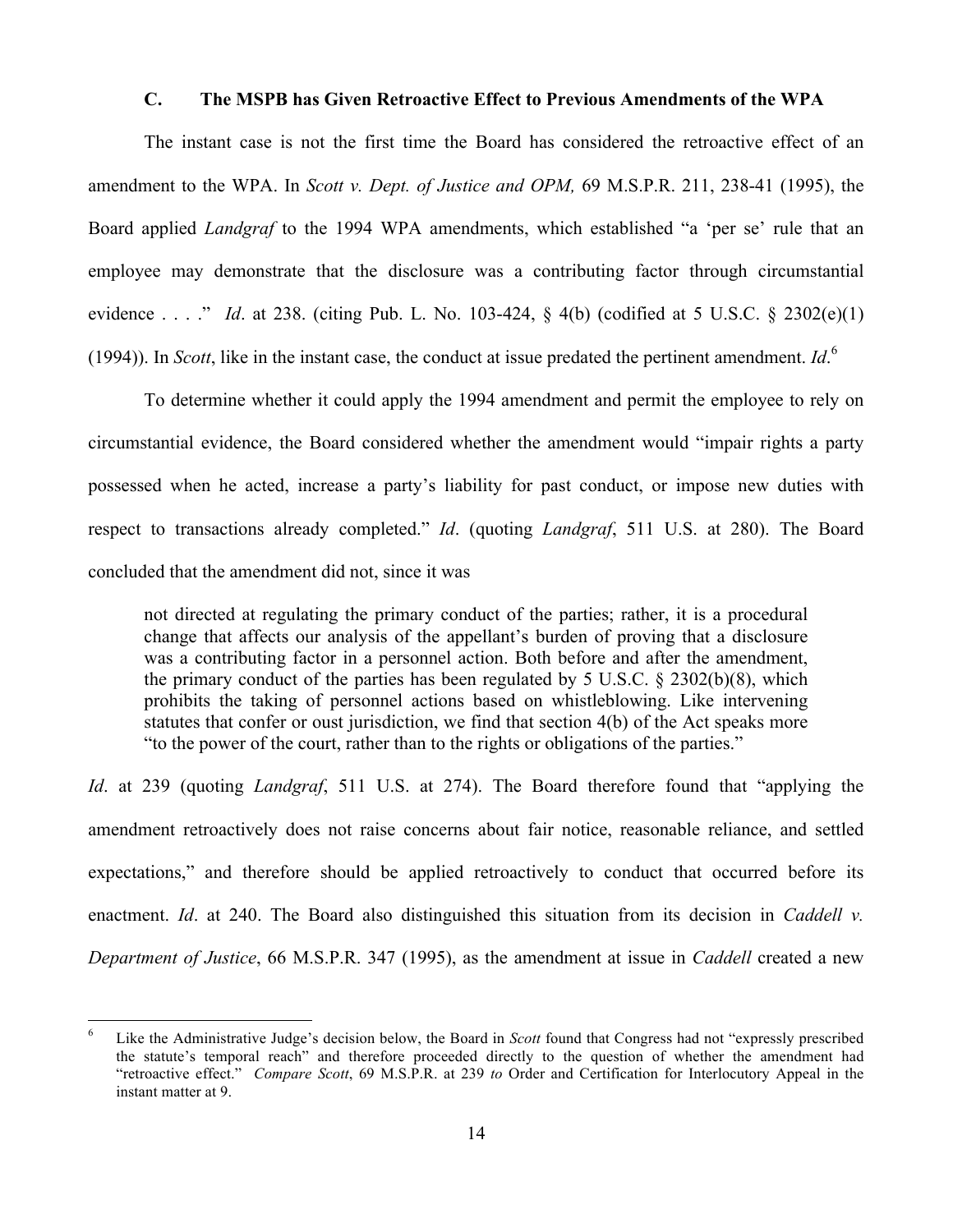### C. The MSPB has Given Retroactive Effect to Previous Amendments of the WPA

The instant case is not the first time the Board has considered the retroactive effect of an amendment to the WPA. In *Scott v. Dept. of Justice and OPM,* 69 M.S.P.R. 211, 238-41 (1995), the Board applied *Landgraf* to the 1994 WPA amendments, which established "a 'per se' rule that an employee may demonstrate that the disclosure was a contributing factor through circumstantial evidence . . . ." *Id*. at 238. (citing Pub. L. No. 103-424, § 4(b) (codified at 5 U.S.C. § 2302(e)(1) (1994)). In *Scott*, like in the instant case, the conduct at issue predated the pertinent amendment. *Id*.[6]

To determine whether it could apply the 1994 amendment and permit the employee to rely on circumstantial evidence, the Board considered whether the amendment would "impair rights a party possessed when he acted, increase a party's liability for past conduct, or impose new duties with respect to transactions already completed." *Id*. (quoting *Landgraf*, 511 U.S. at 280). The Board concluded that the amendment did not, since it was

> not directed at regulating the primary conduct of the parties; rather, it is a procedural change that affects our analysis of the appellant's burden of proving that a disclosure was a contributing factor in a personnel action. Both before and after the amendment, the primary conduct of the parties has been regulated by 5 U.S.C. § 2302(b)(8), which prohibits the taking of personnel actions based on whistleblowing. Like intervening statutes that confer or oust jurisdiction, we find that section 4(b) of the Act speaks more "to the power of the court, rather than to the rights or obligations of the parties."

*Id*. at 239 (quoting *Landgraf*, 511 U.S. at 274). The Board therefore found that "applying the amendment retroactively does not raise concerns about fair notice, reasonable reliance, and settled expectations," and therefore should be applied retroactively to conduct that occurred before its enactment. *Id*. at 240. The Board also distinguished this situation from its decision in *Caddell v. Department of Justice*, 66 M.S.P.R. 347 (1995), as the amendment at issue in *Caddell* created a new

---

[6] Like the Administrative Judge's decision below, the Board in *Scott* found that Congress had not "expressly prescribed the statute's temporal reach" and therefore proceeded directly to the question of whether the amendment had "retroactive effect." *Compare Scott*, 69 M.S.P.R. at 239 *to* Order and Certification for Interlocutory Appeal in the instant matter at 9.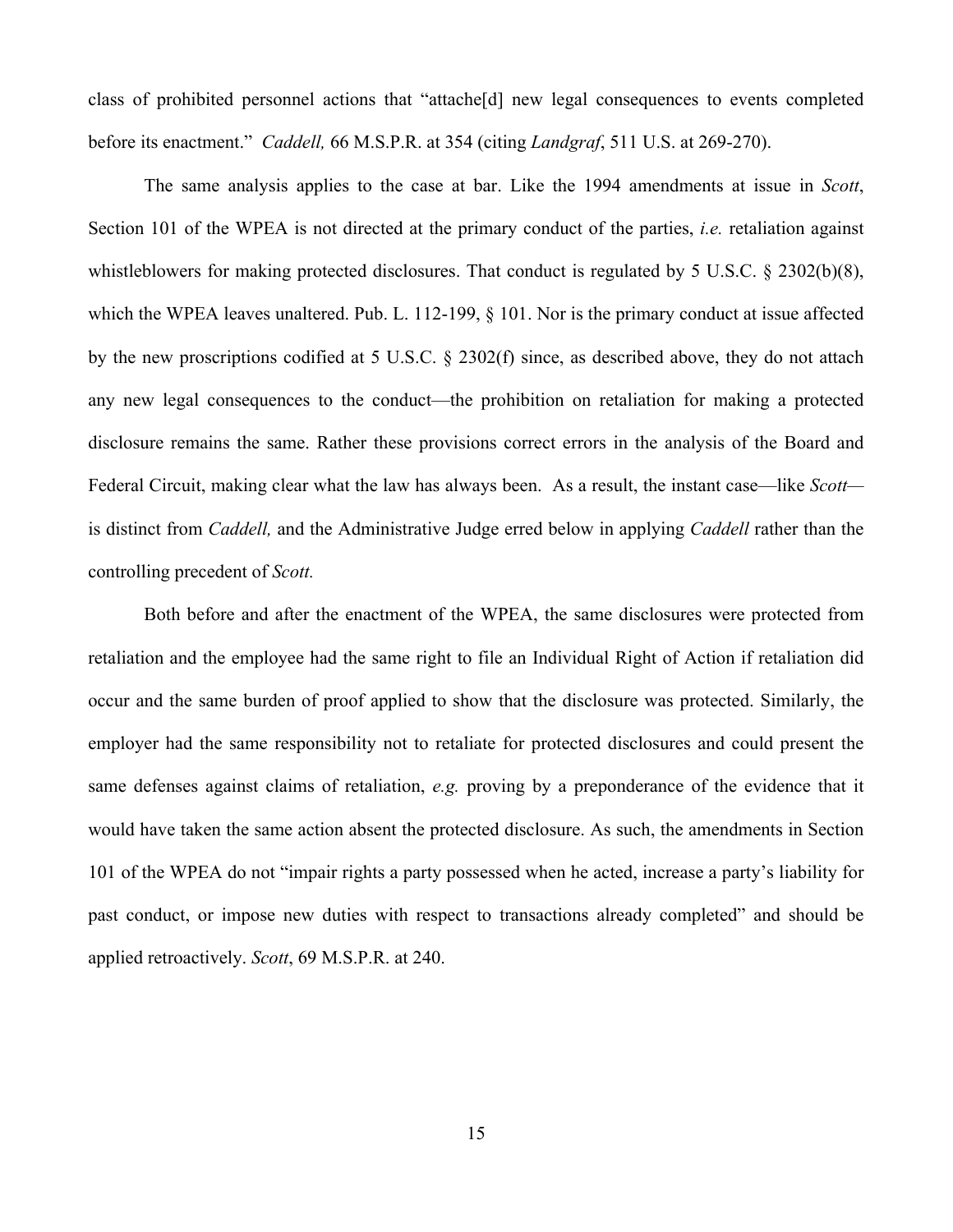class of prohibited personnel actions that "attache[d] new legal consequences to events completed before its enactment." *Caddell,* 66 M.S.P.R. at 354 (citing *Landgraf*, 511 U.S. at 269-270).

The same analysis applies to the case at bar. Like the 1994 amendments at issue in *Scott*, Section 101 of the WPEA is not directed at the primary conduct of the parties, *i.e.* retaliation against whistleblowers for making protected disclosures. That conduct is regulated by 5 U.S.C. § 2302(b)(8), which the WPEA leaves unaltered. Pub. L. 112-199, § 101. Nor is the primary conduct at issue affected by the new proscriptions codified at 5 U.S.C. § 2302(f) since, as described above, they do not attach any new legal consequences to the conduct—the prohibition on retaliation for making a protected disclosure remains the same. Rather these provisions correct errors in the analysis of the Board and Federal Circuit, making clear what the law has always been. As a result, the instant case—like *Scott*—is distinct from *Caddell,* and the Administrative Judge erred below in applying *Caddell* rather than the controlling precedent of *Scott.*

Both before and after the enactment of the WPEA, the same disclosures were protected from retaliation and the employee had the same right to file an Individual Right of Action if retaliation did occur and the same burden of proof applied to show that the disclosure was protected. Similarly, the employer had the same responsibility not to retaliate for protected disclosures and could present the same defenses against claims of retaliation, *e.g.* proving by a preponderance of the evidence that it would have taken the same action absent the protected disclosure. As such, the amendments in Section 101 of the WPEA do not "impair rights a party possessed when he acted, increase a party's liability for past conduct, or impose new duties with respect to transactions already completed" and should be applied retroactively. *Scott*, 69 M.S.P.R. at 240.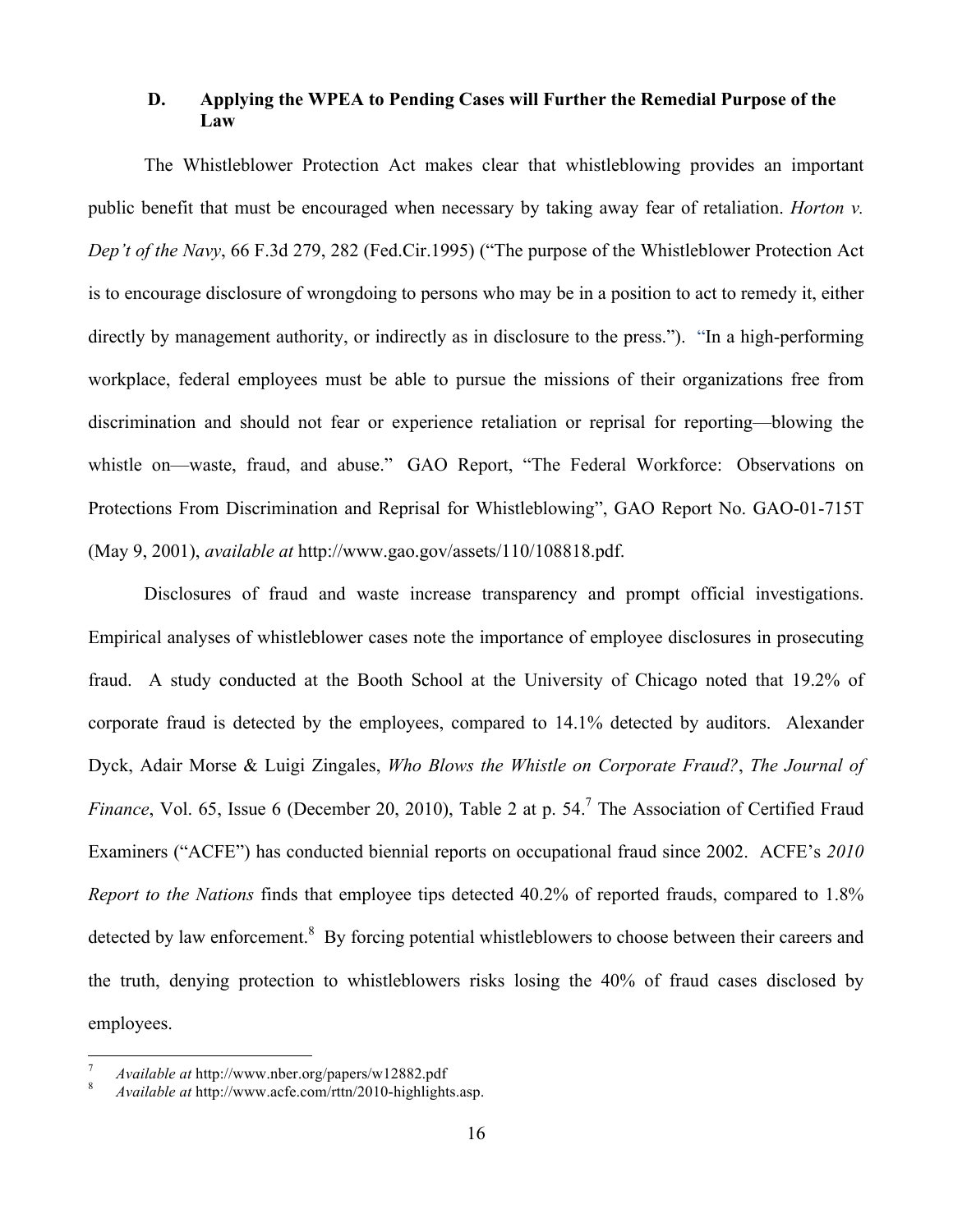### D. Applying the WPEA to Pending Cases will Further the Remedial Purpose of the Law

The Whistleblower Protection Act makes clear that whistleblowing provides an important public benefit that must be encouraged when necessary by taking away fear of retaliation. *Horton v. Dep't of the Navy*, 66 F.3d 279, 282 (Fed.Cir.1995) ("The purpose of the Whistleblower Protection Act is to encourage disclosure of wrongdoing to persons who may be in a position to act to remedy it, either directly by management authority, or indirectly as in disclosure to the press."). "In a high-performing workplace, federal employees must be able to pursue the missions of their organizations free from discrimination and should not fear or experience retaliation or reprisal for reporting—blowing the whistle on—waste, fraud, and abuse." GAO Report, "The Federal Workforce: Observations on Protections From Discrimination and Reprisal for Whistleblowing", GAO Report No. GAO-01-715T (May 9, 2001), *available at* http://www.gao.gov/assets/110/108818.pdf.

Disclosures of fraud and waste increase transparency and prompt official investigations. Empirical analyses of whistleblower cases note the importance of employee disclosures in prosecuting fraud. A study conducted at the Booth School at the University of Chicago noted that 19.2% of corporate fraud is detected by the employees, compared to 14.1% detected by auditors. Alexander Dyck, Adair Morse & Luigi Zingales, *Who Blows the Whistle on Corporate Fraud?*, *The Journal of Finance*, Vol. 65, Issue 6 (December 20, 2010), Table 2 at p. 54.[7] The Association of Certified Fraud Examiners ("ACFE") has conducted biennial reports on occupational fraud since 2002. ACFE's *2010 Report to the Nations* finds that employee tips detected 40.2% of reported frauds, compared to 1.8% detected by law enforcement.[8] By forcing potential whistleblowers to choose between their careers and the truth, denying protection to whistleblowers risks losing the 40% of fraud cases disclosed by employees.

---

[7] *Available at* http://www.nber.org/papers/w12882.pdf

[8] *Available at* http://www.acfe.com/rttn/2010-highlights.asp.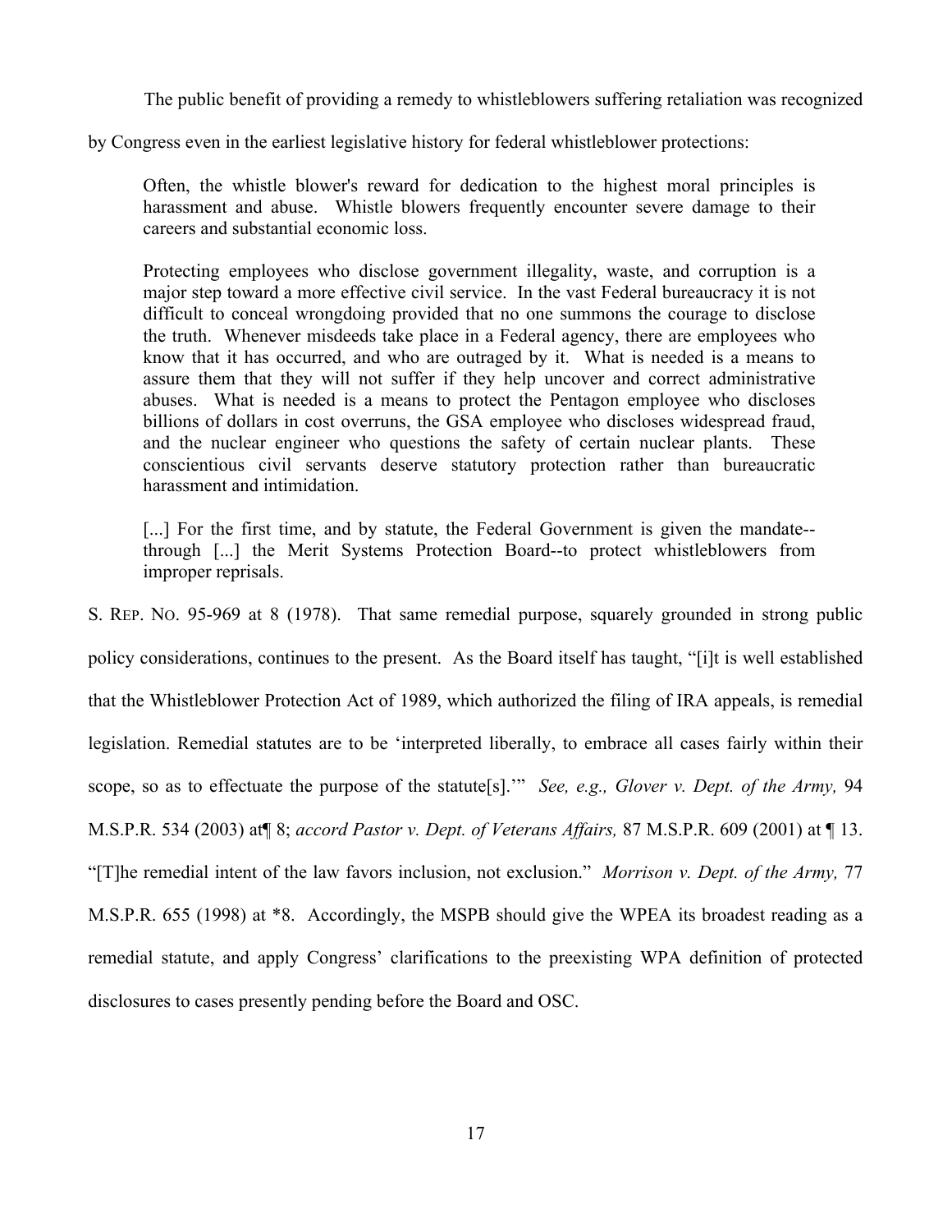The public benefit of providing a remedy to whistleblowers suffering retaliation was recognized by Congress even in the earliest legislative history for federal whistleblower protections:

> Often, the whistle blower's reward for dedication to the highest moral principles is harassment and abuse. Whistle blowers frequently encounter severe damage to their careers and substantial economic loss.
>
> Protecting employees who disclose government illegality, waste, and corruption is a major step toward a more effective civil service. In the vast Federal bureaucracy it is not difficult to conceal wrongdoing provided that no one summons the courage to disclose the truth. Whenever misdeeds take place in a Federal agency, there are employees who know that it has occurred, and who are outraged by it. What is needed is a means to assure them that they will not suffer if they help uncover and correct administrative abuses. What is needed is a means to protect the Pentagon employee who discloses billions of dollars in cost overruns, the GSA employee who discloses widespread fraud, and the nuclear engineer who questions the safety of certain nuclear plants. These conscientious civil servants deserve statutory protection rather than bureaucratic harassment and intimidation.
>
> [...] For the first time, and by statute, the Federal Government is given the mandate-- through [...] the Merit Systems Protection Board--to protect whistleblowers from improper reprisals.

S. REP. NO. 95-969 at 8 (1978). That same remedial purpose, squarely grounded in strong public policy considerations, continues to the present. As the Board itself has taught, "[i]t is well established that the Whistleblower Protection Act of 1989, which authorized the filing of IRA appeals, is remedial legislation. Remedial statutes are to be 'interpreted liberally, to embrace all cases fairly within their scope, so as to effectuate the purpose of the statute[s].'" *See, e.g., Glover v. Dept. of the Army,* 94 M.S.P.R. 534 (2003) at¶ 8; *accord Pastor v. Dept. of Veterans Affairs,* 87 M.S.P.R. 609 (2001) at ¶ 13. "[T]he remedial intent of the law favors inclusion, not exclusion." *Morrison v. Dept. of the Army,* 77 M.S.P.R. 655 (1998) at \*8. Accordingly, the MSPB should give the WPEA its broadest reading as a remedial statute, and apply Congress' clarifications to the preexisting WPA definition of protected disclosures to cases presently pending before the Board and OSC.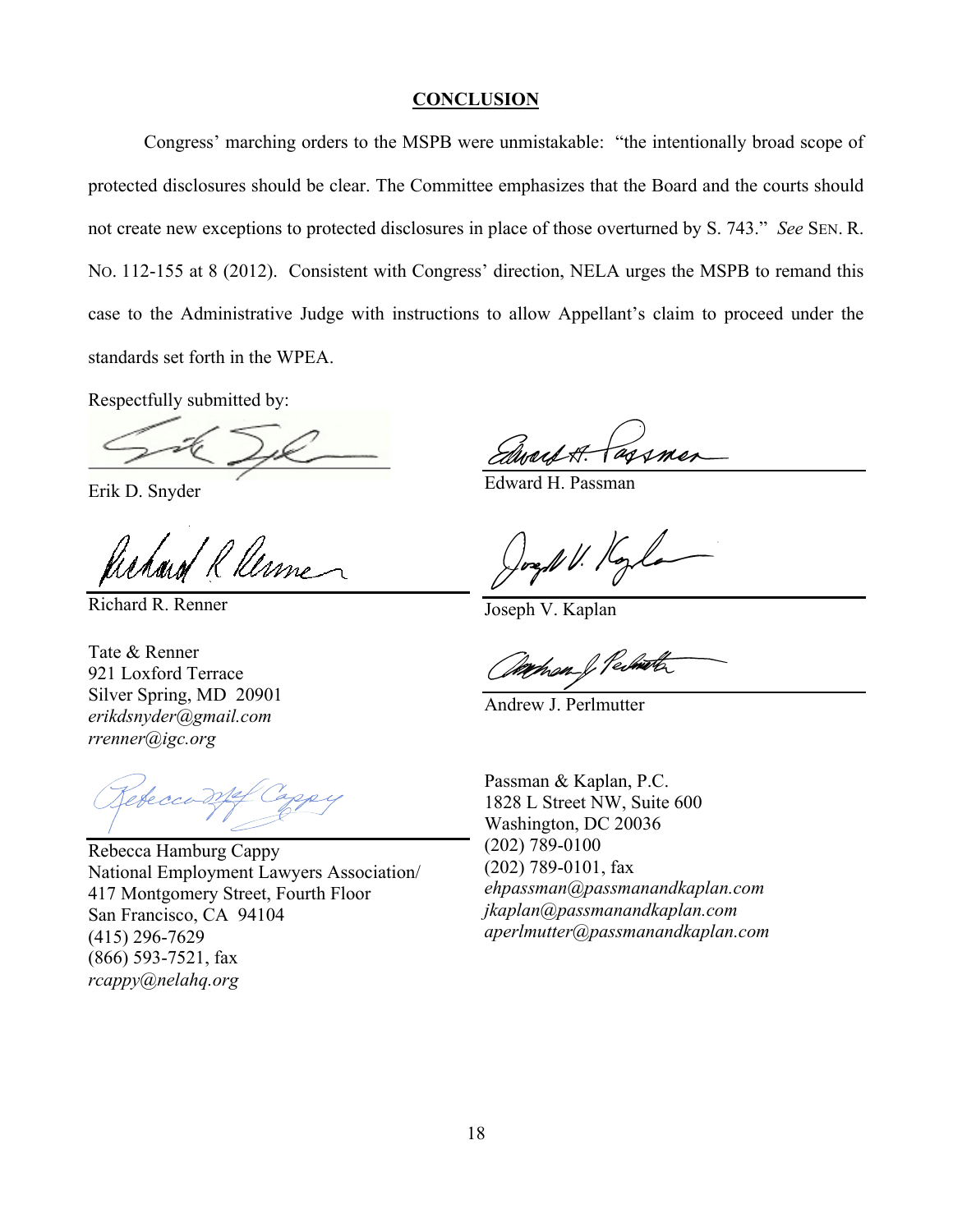## CONCLUSION

Congress' marching orders to the MSPB were unmistakable: "the intentionally broad scope of protected disclosures should be clear. The Committee emphasizes that the Board and the courts should not create new exceptions to protected disclosures in place of those overturned by S. 743." *See* SEN. R. NO. 112-155 at 8 (2012). Consistent with Congress' direction, NELA urges the MSPB to remand this case to the Administrative Judge with instructions to allow Appellant's claim to proceed under the standards set forth in the WPEA.

Respectfully submitted by:

Erik D. Snyder

Richard R. Renner

Tate & Renner
921 Loxford Terrace
Silver Spring, MD 20901
*erikdsnyder@gmail.com*
*rrenner@igc.org*

Rebecca Hamburg Cappy
National Employment Lawyers Association/
417 Montgomery Street, Fourth Floor
San Francisco, CA 94104
(415) 296-7629
(866) 593-7521, fax
*rcappy@nelahq.org*

Edward H. Passman

Joseph V. Kaplan

Andrew J. Perlmutter

Passman & Kaplan, P.C.
1828 L Street NW, Suite 600
Washington, DC 20036
(202) 789-0100
(202) 789-0101, fax
*ehpassman@passmanandkaplan.com*
*jkaplan@passmanandkaplan.com*
*aperlmutter@passmanandkaplan.com*